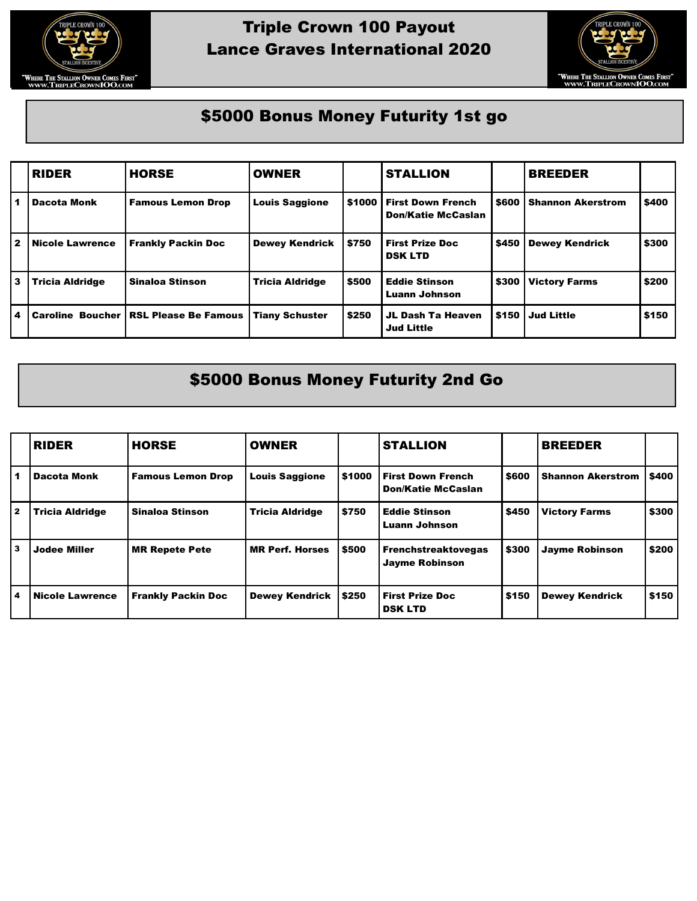# Triple Crown 100 Payout
# Lance Graves International 2020

## $5000 Bonus Money Futurity 1st go

| | RIDER | HORSE | OWNER | | STALLION | | BREEDER | |
|---|---|---|---|---|---|---|---|---|
| 1 | Dacota Monk | Famous Lemon Drop | Louis Saggione | $1000 | First Down French Don/Katie McCaslan | $600 | Shannon Akerstrom | $400 |
| 2 | Nicole Lawrence | Frankly Packin Doc | Dewey Kendrick | $750 | First Prize Doc DSK LTD | $450 | Dewey Kendrick | $300 |
| 3 | Tricia Aldridge | Sinaloa Stinson | Tricia Aldridge | $500 | Eddie Stinson Luann Johnson | $300 | Victory Farms | $200 |
| 4 | Caroline Boucher | RSL Please Be Famous | Tiany Schuster | $250 | JL Dash Ta Heaven Jud Little | $150 | Jud Little | $150 |

## $5000 Bonus Money Futurity 2nd Go

| | RIDER | HORSE | OWNER | | STALLION | | BREEDER | |
|---|---|---|---|---|---|---|---|---|
| 1 | Dacota Monk | Famous Lemon Drop | Louis Saggione | $1000 | First Down French Don/Katie McCaslan | $600 | Shannon Akerstrom | $400 |
| 2 | Tricia Aldridge | Sinaloa Stinson | Tricia Aldridge | $750 | Eddie Stinson Luann Johnson | $450 | Victory Farms | $300 |
| 3 | Jodee Miller | MR Repete Pete | MR Perf. Horses | $500 | Frenchstreaktovegas Jayme Robinson | $300 | Jayme Robinson | $200 |
| 4 | Nicole Lawrence | Frankly Packin Doc | Dewey Kendrick | $250 | First Prize Doc DSK LTD | $150 | Dewey Kendrick | $150 |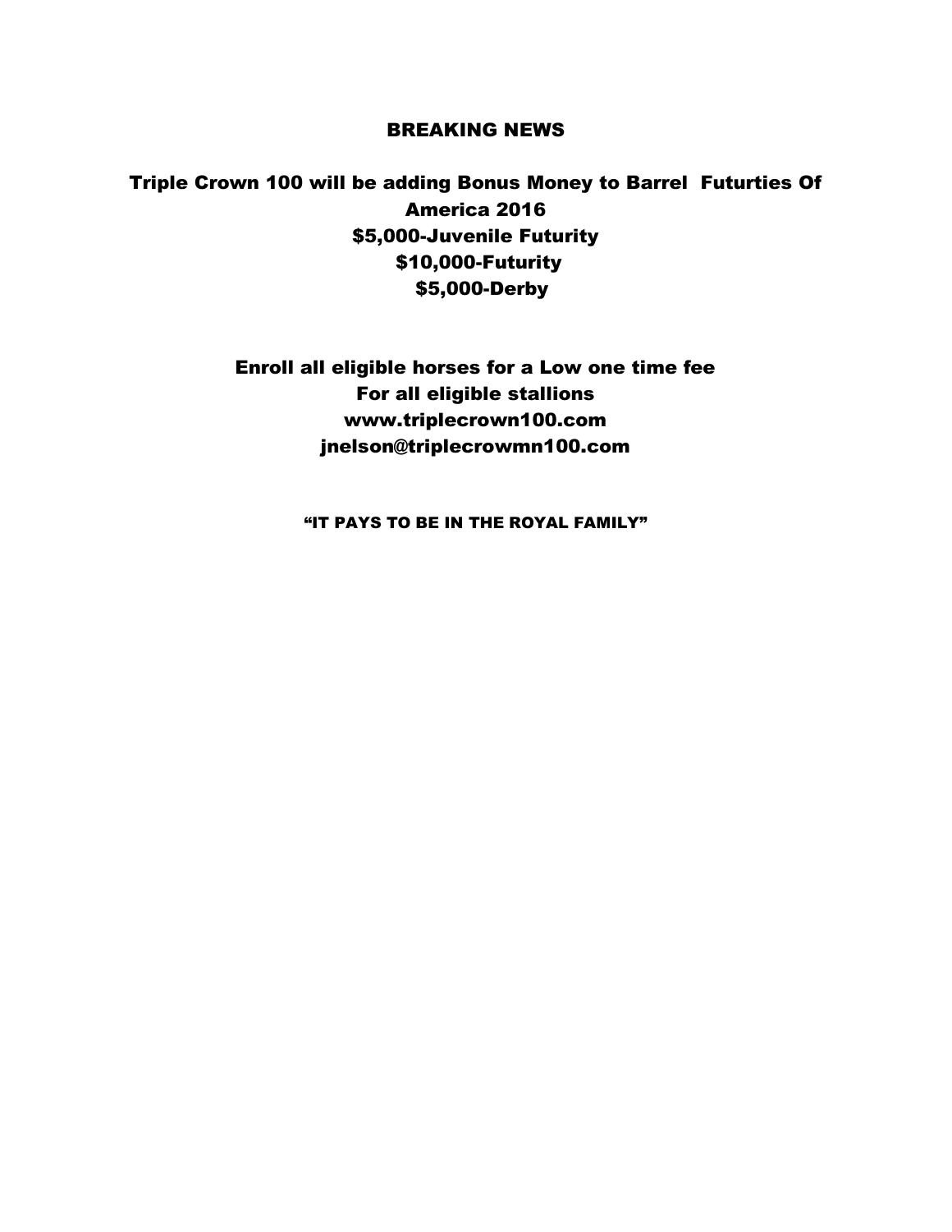BREAKING NEWS

**Triple Crown 100 will be adding Bonus Money to Barrel Futurties Of America 2016**
**$5,000-Juvenile Futurity**
**$10,000-Futurity**
**$5,000-Derby**

**Enroll all eligible horses for a Low one time fee**
**For all eligible stallions**
**www.triplecrown100.com**
**jnelson@triplecrowmn100.com**

"IT PAYS TO BE IN THE ROYAL FAMILY"